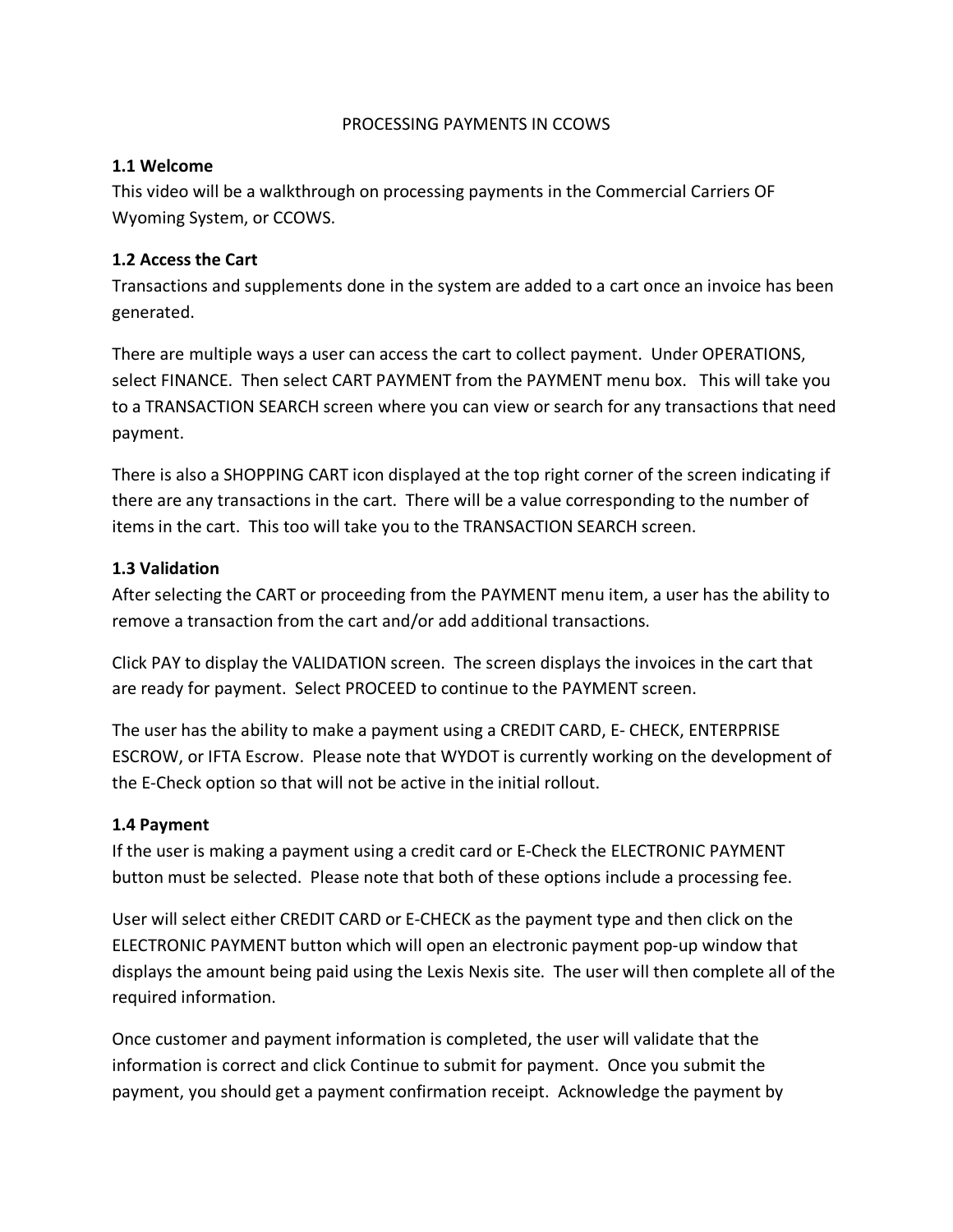# PROCESSING PAYMENTS IN CCOWS

**1.1 Welcome**

This video will be a walkthrough on processing payments in the Commercial Carriers OF Wyoming System, or CCOWS.

**1.2 Access the Cart**

Transactions and supplements done in the system are added to a cart once an invoice has been generated.

There are multiple ways a user can access the cart to collect payment. Under OPERATIONS, select FINANCE. Then select CART PAYMENT from the PAYMENT menu box. This will take you to a TRANSACTION SEARCH screen where you can view or search for any transactions that need payment.

There is also a SHOPPING CART icon displayed at the top right corner of the screen indicating if there are any transactions in the cart. There will be a value corresponding to the number of items in the cart. This too will take you to the TRANSACTION SEARCH screen.

**1.3 Validation**

After selecting the CART or proceeding from the PAYMENT menu item, a user has the ability to remove a transaction from the cart and/or add additional transactions.

Click PAY to display the VALIDATION screen. The screen displays the invoices in the cart that are ready for payment. Select PROCEED to continue to the PAYMENT screen.

The user has the ability to make a payment using a CREDIT CARD, E- CHECK, ENTERPRISE ESCROW, or IFTA Escrow. Please note that WYDOT is currently working on the development of the E-Check option so that will not be active in the initial rollout.

**1.4 Payment**

If the user is making a payment using a credit card or E-Check the ELECTRONIC PAYMENT button must be selected. Please note that both of these options include a processing fee.

User will select either CREDIT CARD or E-CHECK as the payment type and then click on the ELECTRONIC PAYMENT button which will open an electronic payment pop-up window that displays the amount being paid using the Lexis Nexis site. The user will then complete all of the required information.

Once customer and payment information is completed, the user will validate that the information is correct and click Continue to submit for payment. Once you submit the payment, you should get a payment confirmation receipt. Acknowledge the payment by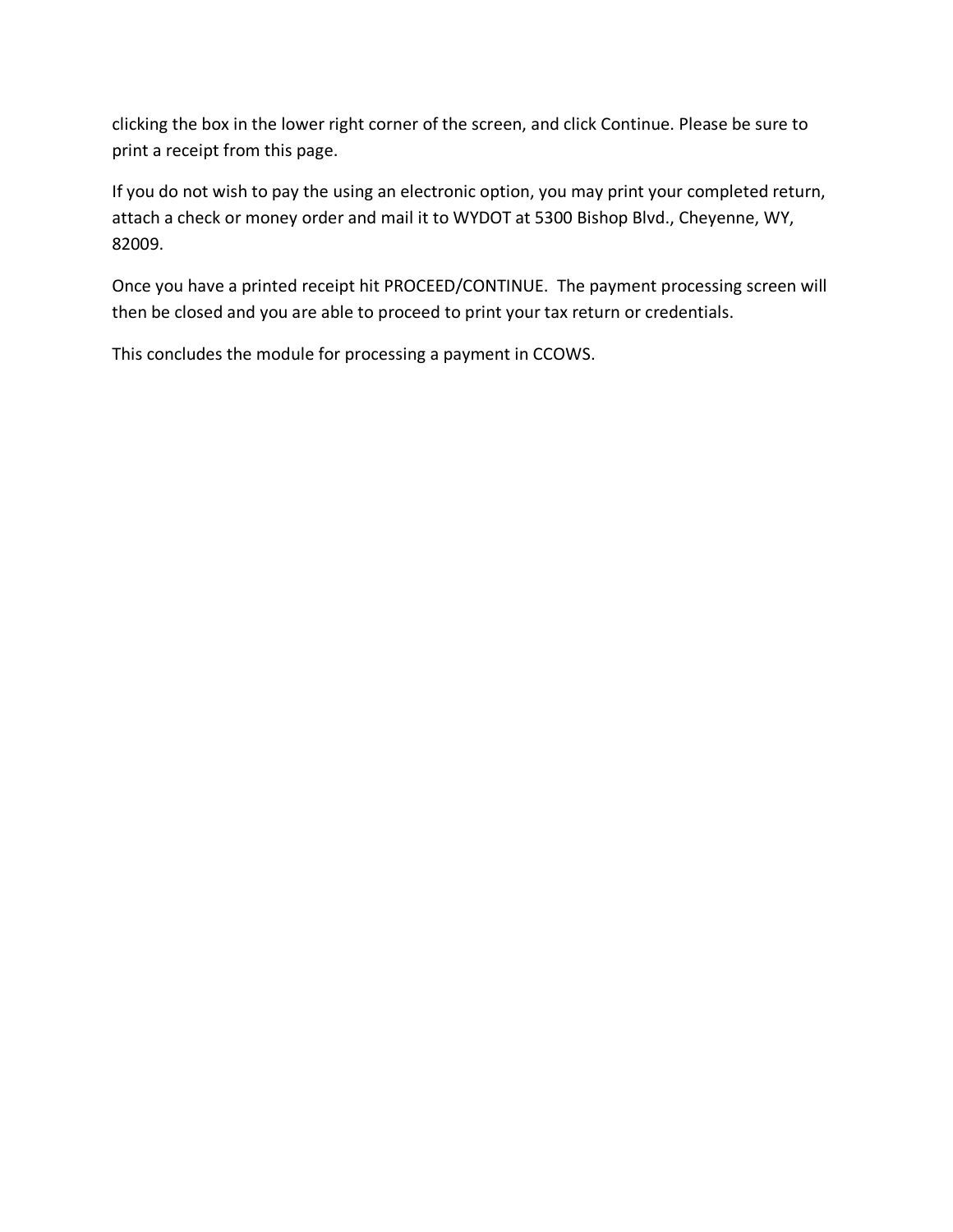clicking the box in the lower right corner of the screen, and click Continue. Please be sure to print a receipt from this page.

If you do not wish to pay the using an electronic option, you may print your completed return, attach a check or money order and mail it to WYDOT at 5300 Bishop Blvd., Cheyenne, WY, 82009.

Once you have a printed receipt hit PROCEED/CONTINUE. The payment processing screen will then be closed and you are able to proceed to print your tax return or credentials.

This concludes the module for processing a payment in CCOWS.